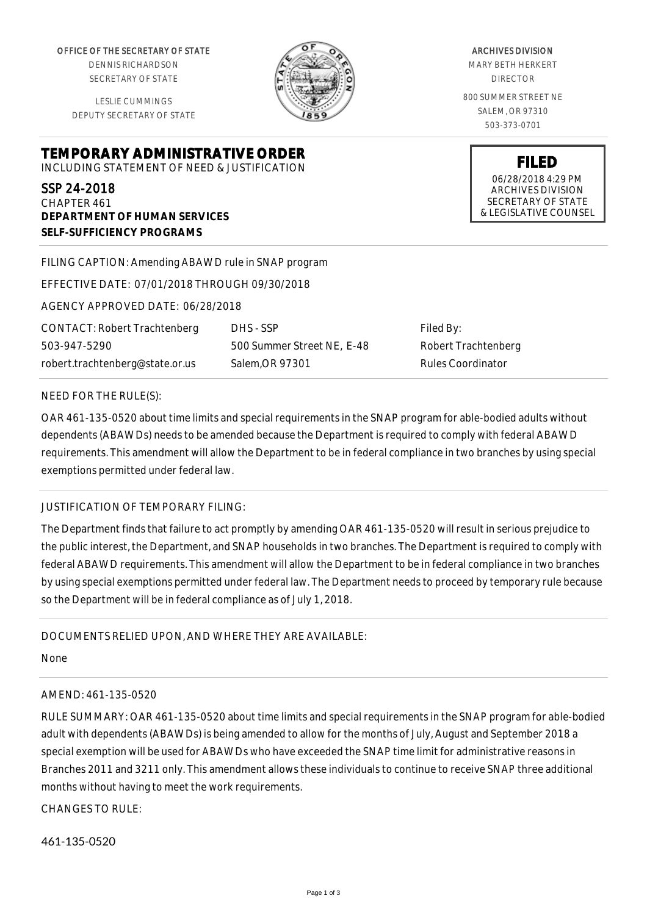OFFICE OF THE SECRETARY OF STATE
DENNIS RICHARDSON
SECRETARY OF STATE

LESLIE CUMMINGS
DEPUTY SECRETARY OF STATE

ARCHIVES DIVISION
MARY BETH HERKERT
DIRECTOR

800 SUMMER STREET NE
SALEM, OR 97310
503-373-0701

**FILED**
06/28/2018 4:29 PM
ARCHIVES DIVISION
SECRETARY OF STATE
& LEGISLATIVE COUNSEL

# TEMPORARY ADMINISTRATIVE ORDER

INCLUDING STATEMENT OF NEED & JUSTIFICATION

## SSP 24-2018

CHAPTER 461
**DEPARTMENT OF HUMAN SERVICES**
**SELF-SUFFICIENCY PROGRAMS**

FILING CAPTION: Amending ABAWD rule in SNAP program

EFFECTIVE DATE: 07/01/2018 THROUGH 09/30/2018

AGENCY APPROVED DATE: 06/28/2018

| CONTACT: Robert Trachtenberg | DHS - SSP | Filed By: |
|---|---|---|
| 503-947-5290 | 500 Summer Street NE, E-48 | Robert Trachtenberg |
| robert.trachtenberg@state.or.us | Salem,OR 97301 | Rules Coordinator |

NEED FOR THE RULE(S):

OAR 461-135-0520 about time limits and special requirements in the SNAP program for able-bodied adults without dependents (ABAWDs) needs to be amended because the Department is required to comply with federal ABAWD requirements. This amendment will allow the Department to be in federal compliance in two branches by using special exemptions permitted under federal law.

JUSTIFICATION OF TEMPORARY FILING:

The Department finds that failure to act promptly by amending OAR 461-135-0520 will result in serious prejudice to the public interest, the Department, and SNAP households in two branches. The Department is required to comply with federal ABAWD requirements. This amendment will allow the Department to be in federal compliance in two branches by using special exemptions permitted under federal law. The Department needs to proceed by temporary rule because so the Department will be in federal compliance as of July 1, 2018.

DOCUMENTS RELIED UPON, AND WHERE THEY ARE AVAILABLE:

None

AMEND: 461-135-0520

RULE SUMMARY: OAR 461-135-0520 about time limits and special requirements in the SNAP program for able-bodied adult with dependents (ABAWDs) is being amended to allow for the months of July, August and September 2018 a special exemption will be used for ABAWDs who have exceeded the SNAP time limit for administrative reasons in Branches 2011 and 3211 only. This amendment allows these individuals to continue to receive SNAP three additional months without having to meet the work requirements.

CHANGES TO RULE:

461-135-0520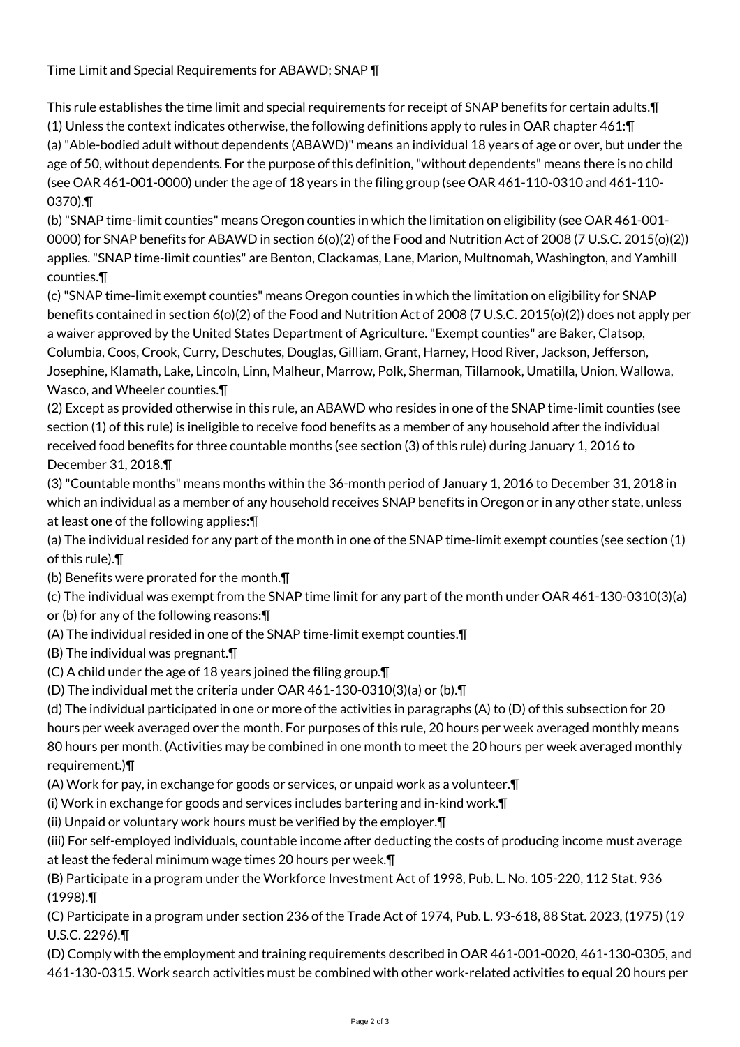Time Limit and Special Requirements for ABAWD; SNAP ¶

This rule establishes the time limit and special requirements for receipt of SNAP benefits for certain adults.¶
(1) Unless the context indicates otherwise, the following definitions apply to rules in OAR chapter 461:¶
(a) "Able-bodied adult without dependents (ABAWD)" means an individual 18 years of age or over, but under the age of 50, without dependents. For the purpose of this definition, "without dependents" means there is no child (see OAR 461-001-0000) under the age of 18 years in the filing group (see OAR 461-110-0310 and 461-110-0370).¶
(b) "SNAP time-limit counties" means Oregon counties in which the limitation on eligibility (see OAR 461-001-0000) for SNAP benefits for ABAWD in section 6(o)(2) of the Food and Nutrition Act of 2008 (7 U.S.C. 2015(o)(2)) applies. "SNAP time-limit counties" are Benton, Clackamas, Lane, Marion, Multnomah, Washington, and Yamhill counties.¶
(c) "SNAP time-limit exempt counties" means Oregon counties in which the limitation on eligibility for SNAP benefits contained in section 6(o)(2) of the Food and Nutrition Act of 2008 (7 U.S.C. 2015(o)(2)) does not apply per a waiver approved by the United States Department of Agriculture. "Exempt counties" are Baker, Clatsop, Columbia, Coos, Crook, Curry, Deschutes, Douglas, Gilliam, Grant, Harney, Hood River, Jackson, Jefferson, Josephine, Klamath, Lake, Lincoln, Linn, Malheur, Marrow, Polk, Sherman, Tillamook, Umatilla, Union, Wallowa, Wasco, and Wheeler counties.¶
(2) Except as provided otherwise in this rule, an ABAWD who resides in one of the SNAP time-limit counties (see section (1) of this rule) is ineligible to receive food benefits as a member of any household after the individual received food benefits for three countable months (see section (3) of this rule) during January 1, 2016 to December 31, 2018.¶
(3) "Countable months" means months within the 36-month period of January 1, 2016 to December 31, 2018 in which an individual as a member of any household receives SNAP benefits in Oregon or in any other state, unless at least one of the following applies:¶
(a) The individual resided for any part of the month in one of the SNAP time-limit exempt counties (see section (1) of this rule).¶
(b) Benefits were prorated for the month.¶
(c) The individual was exempt from the SNAP time limit for any part of the month under OAR 461-130-0310(3)(a) or (b) for any of the following reasons:¶
(A) The individual resided in one of the SNAP time-limit exempt counties.¶
(B) The individual was pregnant.¶
(C) A child under the age of 18 years joined the filing group.¶
(D) The individual met the criteria under OAR 461-130-0310(3)(a) or (b).¶
(d) The individual participated in one or more of the activities in paragraphs (A) to (D) of this subsection for 20 hours per week averaged over the month. For purposes of this rule, 20 hours per week averaged monthly means 80 hours per month. (Activities may be combined in one month to meet the 20 hours per week averaged monthly requirement.)¶
(A) Work for pay, in exchange for goods or services, or unpaid work as a volunteer.¶
(i) Work in exchange for goods and services includes bartering and in-kind work.¶
(ii) Unpaid or voluntary work hours must be verified by the employer.¶
(iii) For self-employed individuals, countable income after deducting the costs of producing income must average at least the federal minimum wage times 20 hours per week.¶
(B) Participate in a program under the Workforce Investment Act of 1998, Pub. L. No. 105-220, 112 Stat. 936 (1998).¶
(C) Participate in a program under section 236 of the Trade Act of 1974, Pub. L. 93-618, 88 Stat. 2023, (1975) (19 U.S.C. 2296).¶
(D) Comply with the employment and training requirements described in OAR 461-001-0020, 461-130-0305, and 461-130-0315. Work search activities must be combined with other work-related activities to equal 20 hours per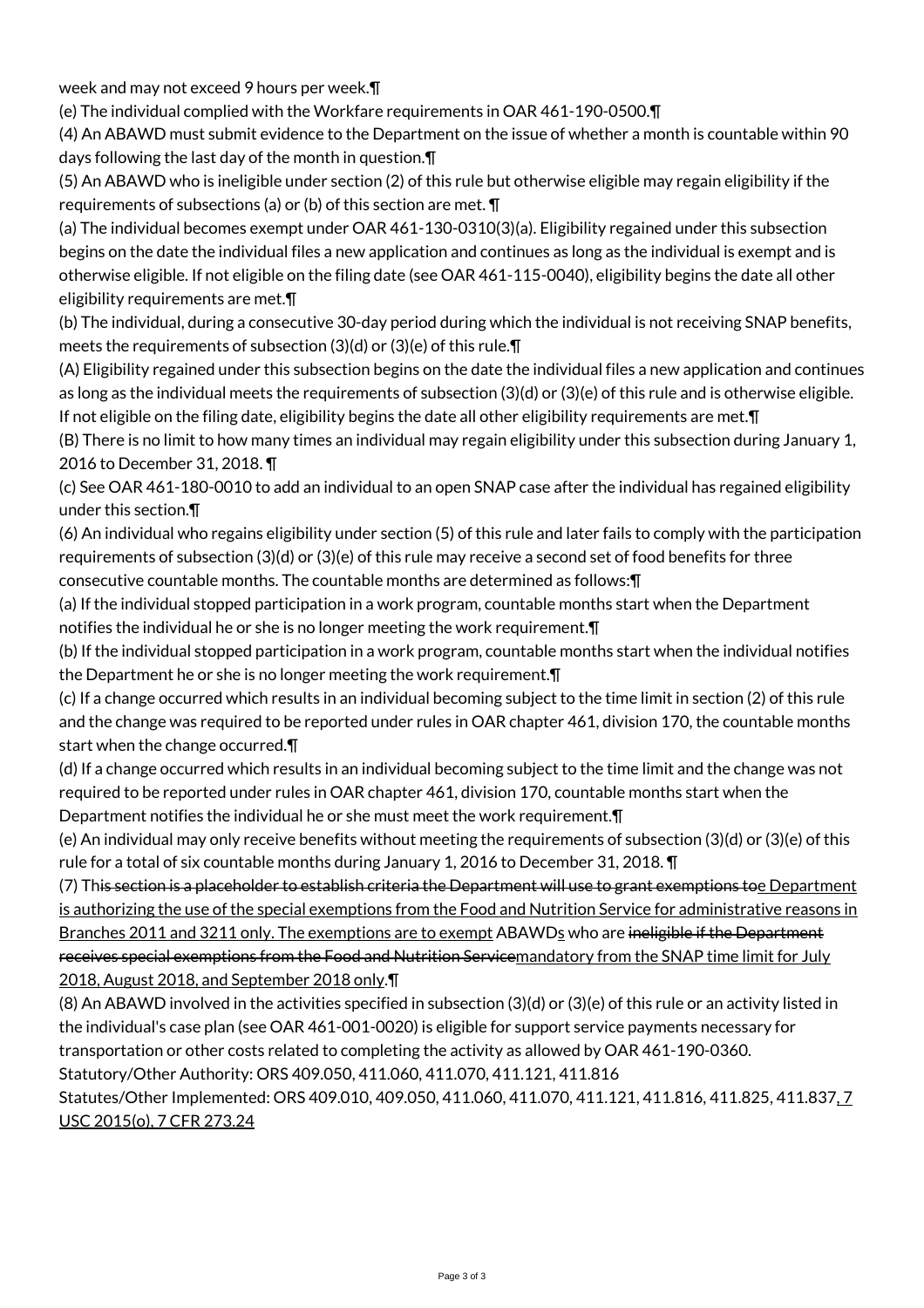week and may not exceed 9 hours per week.¶

(e) The individual complied with the Workfare requirements in OAR 461-190-0500.¶

(4) An ABAWD must submit evidence to the Department on the issue of whether a month is countable within 90 days following the last day of the month in question.¶

(5) An ABAWD who is ineligible under section (2) of this rule but otherwise eligible may regain eligibility if the requirements of subsections (a) or (b) of this section are met. ¶

(a) The individual becomes exempt under OAR 461-130-0310(3)(a). Eligibility regained under this subsection begins on the date the individual files a new application and continues as long as the individual is exempt and is otherwise eligible. If not eligible on the filing date (see OAR 461-115-0040), eligibility begins the date all other eligibility requirements are met.¶

(b) The individual, during a consecutive 30-day period during which the individual is not receiving SNAP benefits, meets the requirements of subsection (3)(d) or (3)(e) of this rule.¶

(A) Eligibility regained under this subsection begins on the date the individual files a new application and continues as long as the individual meets the requirements of subsection (3)(d) or (3)(e) of this rule and is otherwise eligible. If not eligible on the filing date, eligibility begins the date all other eligibility requirements are met.¶

(B) There is no limit to how many times an individual may regain eligibility under this subsection during January 1, 2016 to December 31, 2018. ¶

(c) See OAR 461-180-0010 to add an individual to an open SNAP case after the individual has regained eligibility under this section.¶

(6) An individual who regains eligibility under section (5) of this rule and later fails to comply with the participation requirements of subsection (3)(d) or (3)(e) of this rule may receive a second set of food benefits for three consecutive countable months. The countable months are determined as follows:¶

(a) If the individual stopped participation in a work program, countable months start when the Department notifies the individual he or she is no longer meeting the work requirement.¶

(b) If the individual stopped participation in a work program, countable months start when the individual notifies the Department he or she is no longer meeting the work requirement.¶

(c) If a change occurred which results in an individual becoming subject to the time limit in section (2) of this rule and the change was required to be reported under rules in OAR chapter 461, division 170, the countable months start when the change occurred.¶

(d) If a change occurred which results in an individual becoming subject to the time limit and the change was not required to be reported under rules in OAR chapter 461, division 170, countable months start when the Department notifies the individual he or she must meet the work requirement.¶

(e) An individual may only receive benefits without meeting the requirements of subsection (3)(d) or (3)(e) of this rule for a total of six countable months during January 1, 2016 to December 31, 2018. ¶

(7) Th~~is section is a placeholder to establish criteria the Department will use to grant exemptions to~~<u>e Department is authorizing the use of the special exemptions from the Food and Nutrition Service for administrative reasons in Branches 2011 and 3211 only. The exemptions are to exempt</u> ABAWD<u>s</u> who are ~~ineligible if the Department receives special exemptions from the Food and Nutrition Service~~<u>mandatory from the SNAP time limit for July 2018, August 2018, and September 2018 only</u>.¶

(8) An ABAWD involved in the activities specified in subsection (3)(d) or (3)(e) of this rule or an activity listed in the individual's case plan (see OAR 461-001-0020) is eligible for support service payments necessary for transportation or other costs related to completing the activity as allowed by OAR 461-190-0360.

Statutory/Other Authority: ORS 409.050, 411.060, 411.070, 411.121, 411.816

Statutes/Other Implemented: ORS 409.010, 409.050, 411.060, 411.070, 411.121, 411.816, 411.825, 411.837<u>, 7 USC 2015(o), 7 CFR 273.24</u>